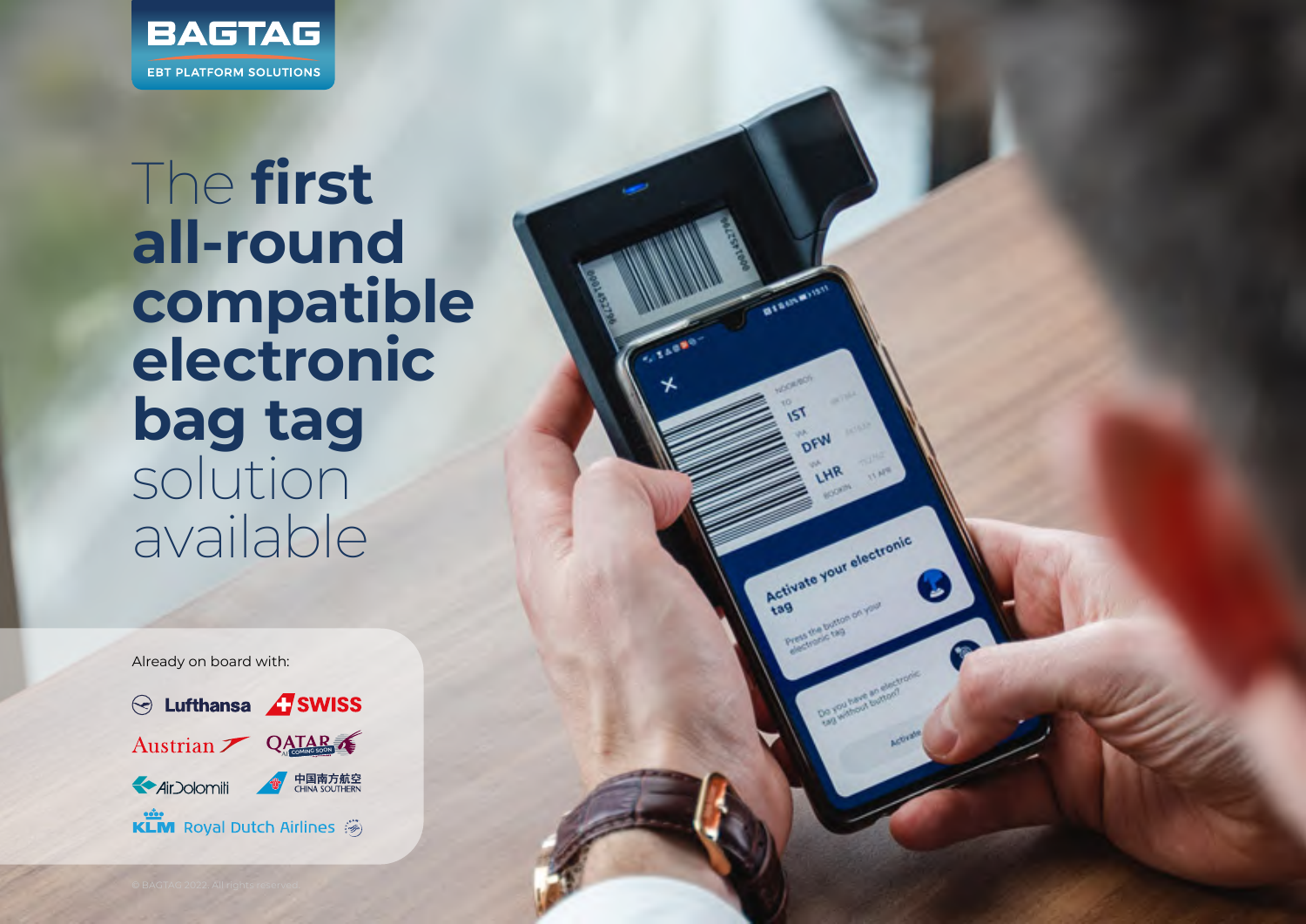BAGTAG

EBT PLATFORM SOLUTIONS

# The **first all-round compatible electronic bag tag** solution available

Already on board with:

Lufthansa
SWISS
Austrian
QATAR COMING SOON
AirDolomiti
中国南方航空 CHINA SOUTHERN
KLM Royal Dutch Airlines

© BAGTAG 2022. All rights reserved.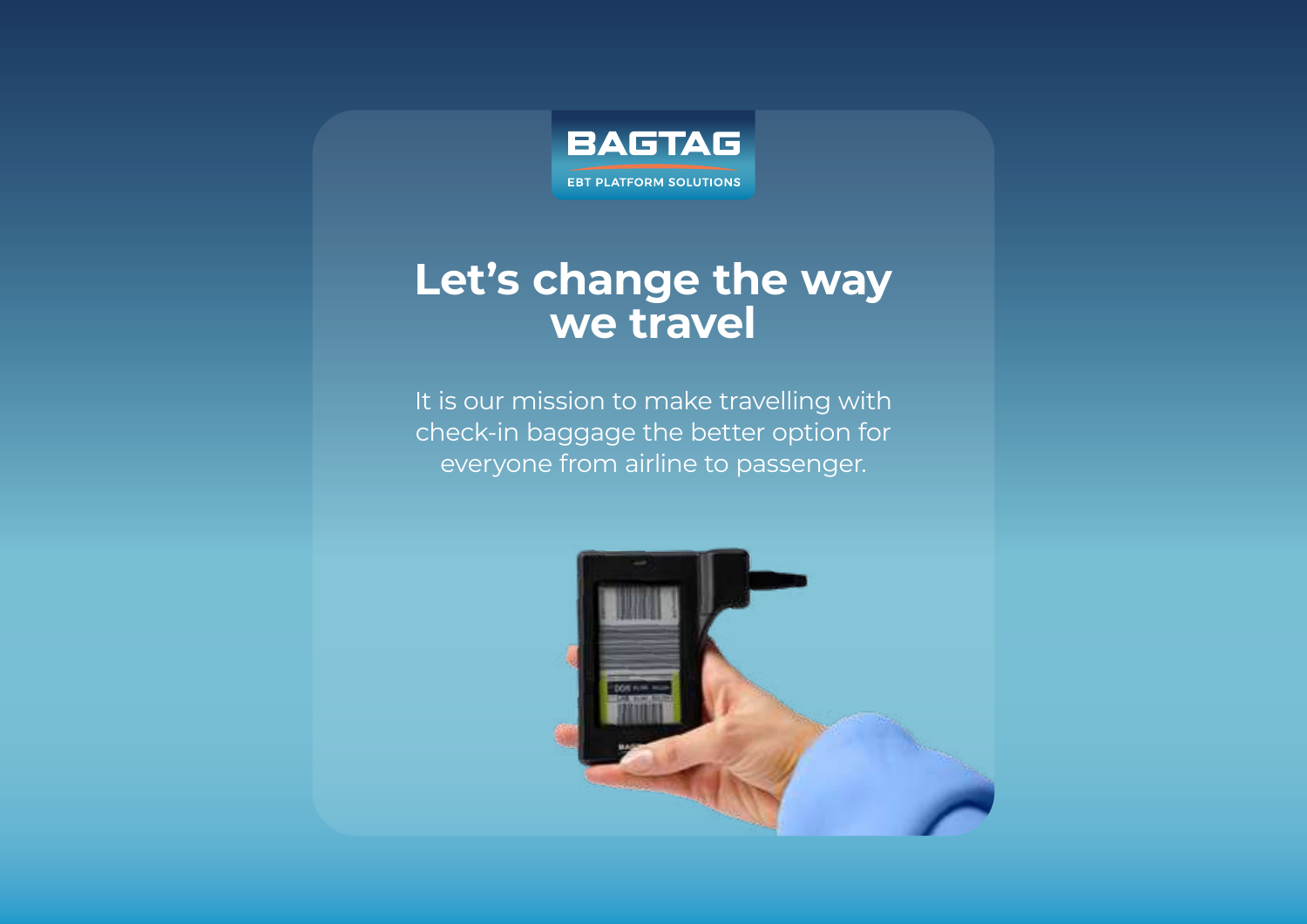BAGTAG

EBT PLATFORM SOLUTIONS

# Let's change the way we travel

It is our mission to make travelling with check-in baggage the better option for everyone from airline to passenger.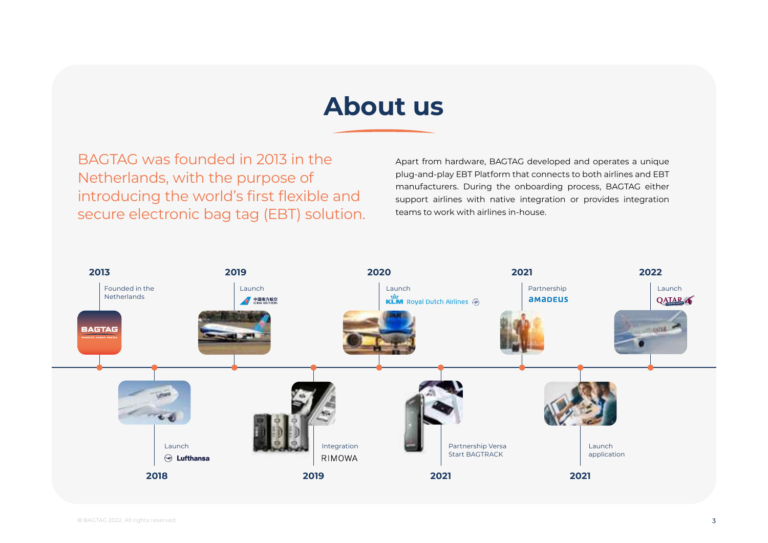# About us

BAGTAG was founded in 2013 in the Netherlands, with the purpose of introducing the world's first flexible and secure electronic bag tag (EBT) solution.

Apart from hardware, BAGTAG developed and operates a unique plug-and-play EBT Platform that connects to both airlines and EBT manufacturers. During the onboarding process, BAGTAG either support airlines with native integration or provides integration teams to work with airlines in-house.

**2013**
Founded in the Netherlands

**2018**
Launch Lufthansa

**2019**
Launch 中国南方航空 CHINA SOUTHERN

**2019**
Integration RIMOWA

**2020**
Launch KLM Royal Dutch Airlines

**2021**
Partnership Versa
Start BAGTRACK

**2021**
Partnership amadeus

**2021**
Launch application

**2022**
Launch QATAR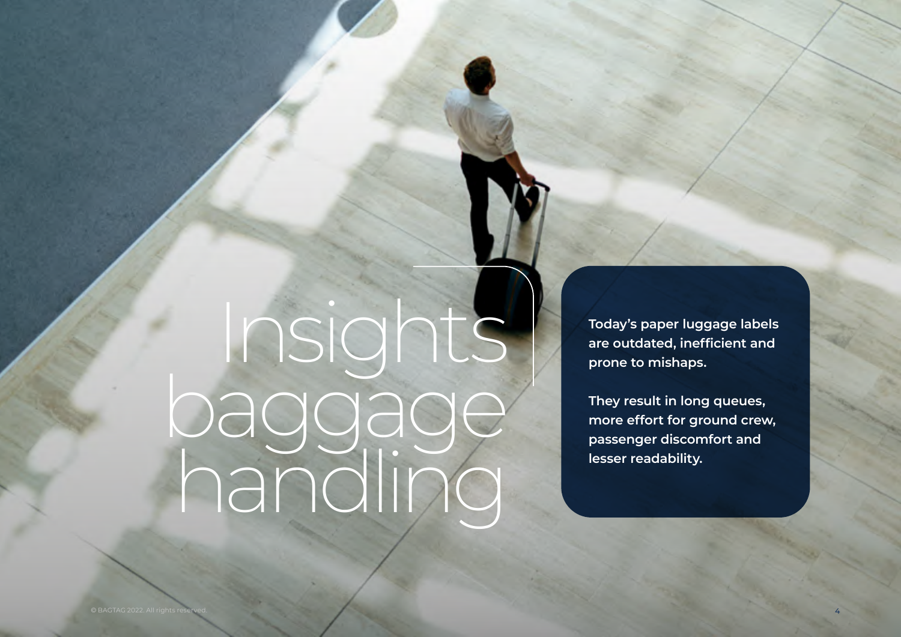# Insights baggage handling

**Today's paper luggage labels are outdated, inefficient and prone to mishaps.**

**They result in long queues, more effort for ground crew, passenger discomfort and lesser readability.**

© BAGTAG 2022. All rights reserved.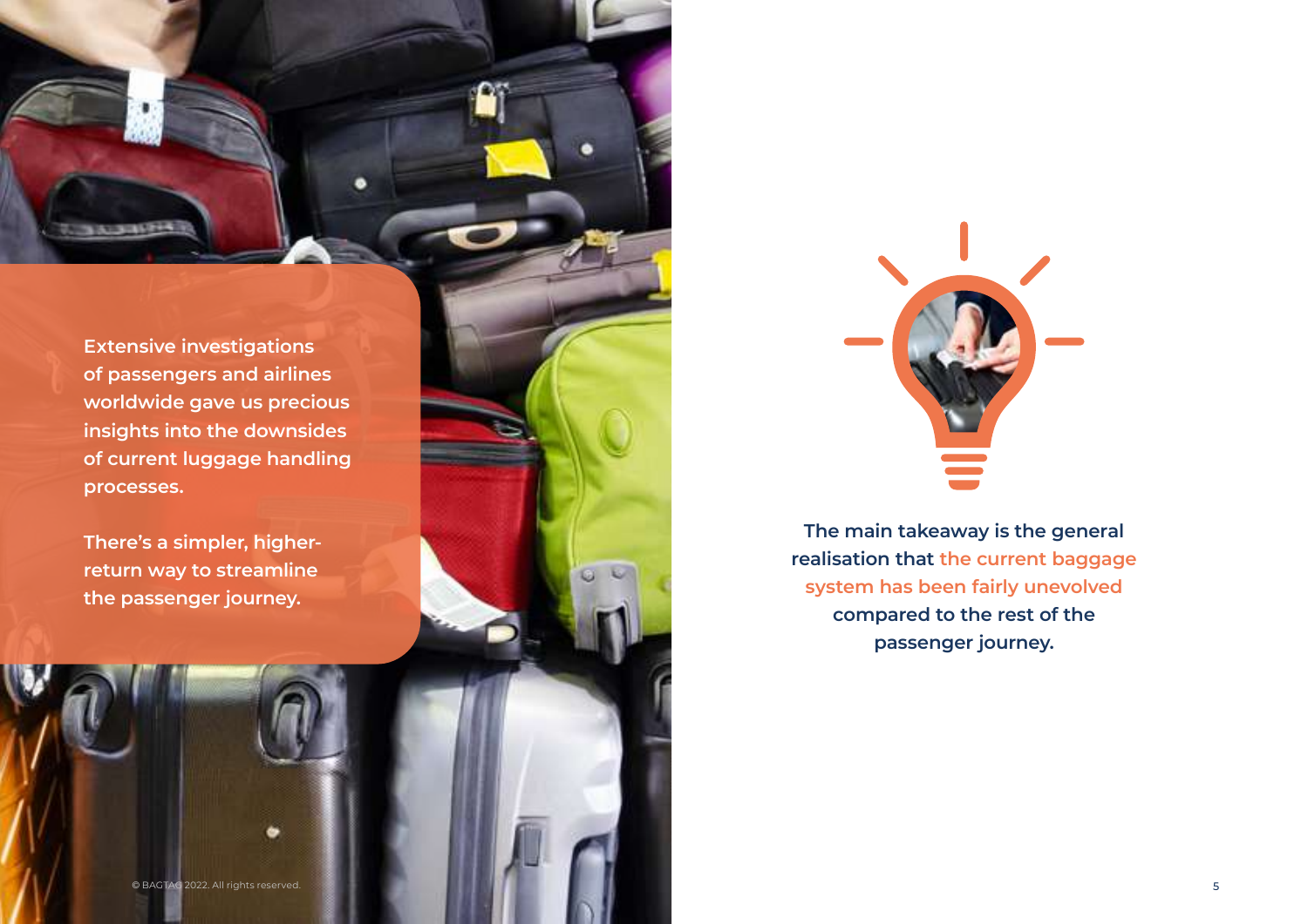**Extensive investigations of passengers and airlines worldwide gave us precious insights into the downsides of current luggage handling processes.**

**There's a simpler, higher-return way to streamline the passenger journey.**

**The main takeaway is the general realisation that the current baggage system has been fairly unevolved compared to the rest of the passenger journey.**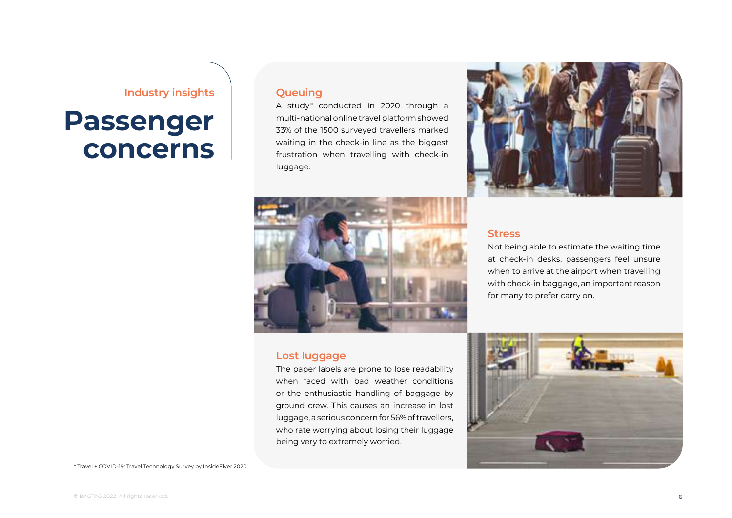Industry insights

# Passenger concerns

## Queuing

A study* conducted in 2020 through a multi-national online travel platform showed 33% of the 1500 surveyed travellers marked waiting in the check-in line as the biggest frustration when travelling with check-in luggage.

## Stress

Not being able to estimate the waiting time at check-in desks, passengers feel unsure when to arrive at the airport when travelling with check-in baggage, an important reason for many to prefer carry on.

## Lost luggage

The paper labels are prone to lose readability when faced with bad weather conditions or the enthusiastic handling of baggage by ground crew. This causes an increase in lost luggage, a serious concern for 56% of travellers, who rate worrying about losing their luggage being very to extremely worried.

* Travel + COVID-19: Travel Technology Survey by InsideFlyer 2020

© BAGTAG 2022. All rights reserved.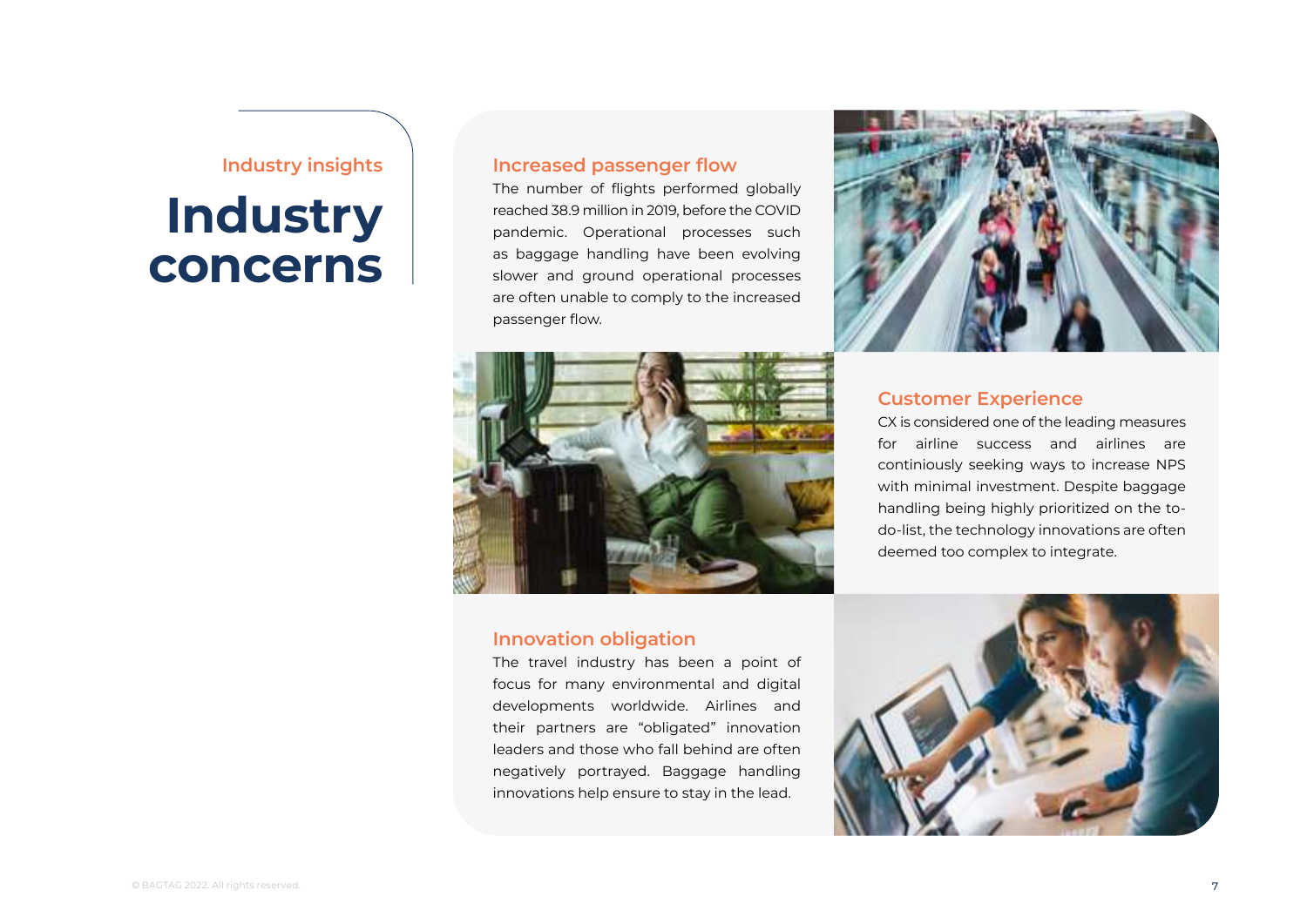Industry insights

# Industry concerns

## Increased passenger flow

The number of flights performed globally reached 38.9 million in 2019, before the COVID pandemic. Operational processes such as baggage handling have been evolving slower and ground operational processes are often unable to comply to the increased passenger flow.

## Customer Experience

CX is considered one of the leading measures for airline success and airlines are continiously seeking ways to increase NPS with minimal investment. Despite baggage handling being highly prioritized on the to-do-list, the technology innovations are often deemed too complex to integrate.

## Innovation obligation

The travel industry has been a point of focus for many environmental and digital developments worldwide. Airlines and their partners are "obligated" innovation leaders and those who fall behind are often negatively portrayed. Baggage handling innovations help ensure to stay in the lead.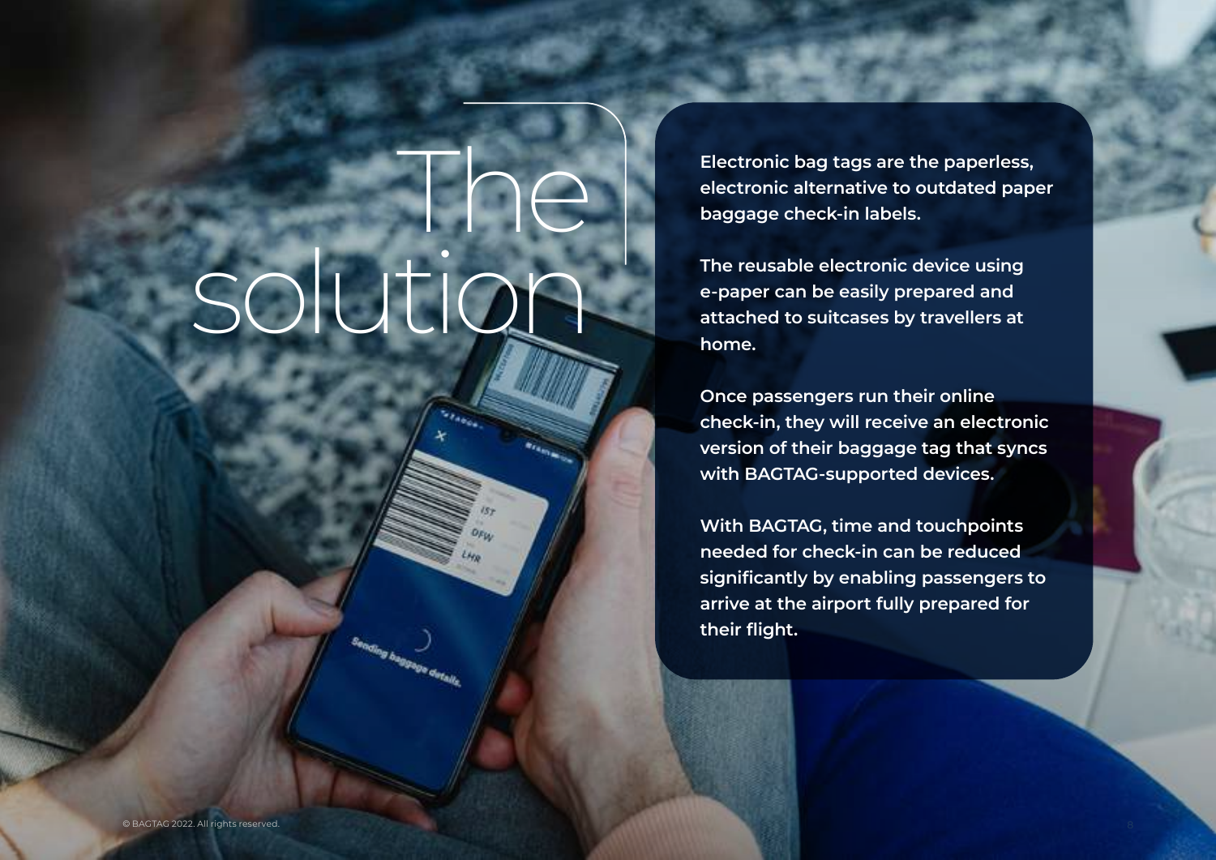# The solution

Electronic bag tags are the paperless, electronic alternative to outdated paper baggage check-in labels.

The reusable electronic device using e-paper can be easily prepared and attached to suitcases by travellers at home.

Once passengers run their online check-in, they will receive an electronic version of their baggage tag that syncs with BAGTAG-supported devices.

With BAGTAG, time and touchpoints needed for check-in can be reduced significantly by enabling passengers to arrive at the airport fully prepared for their flight.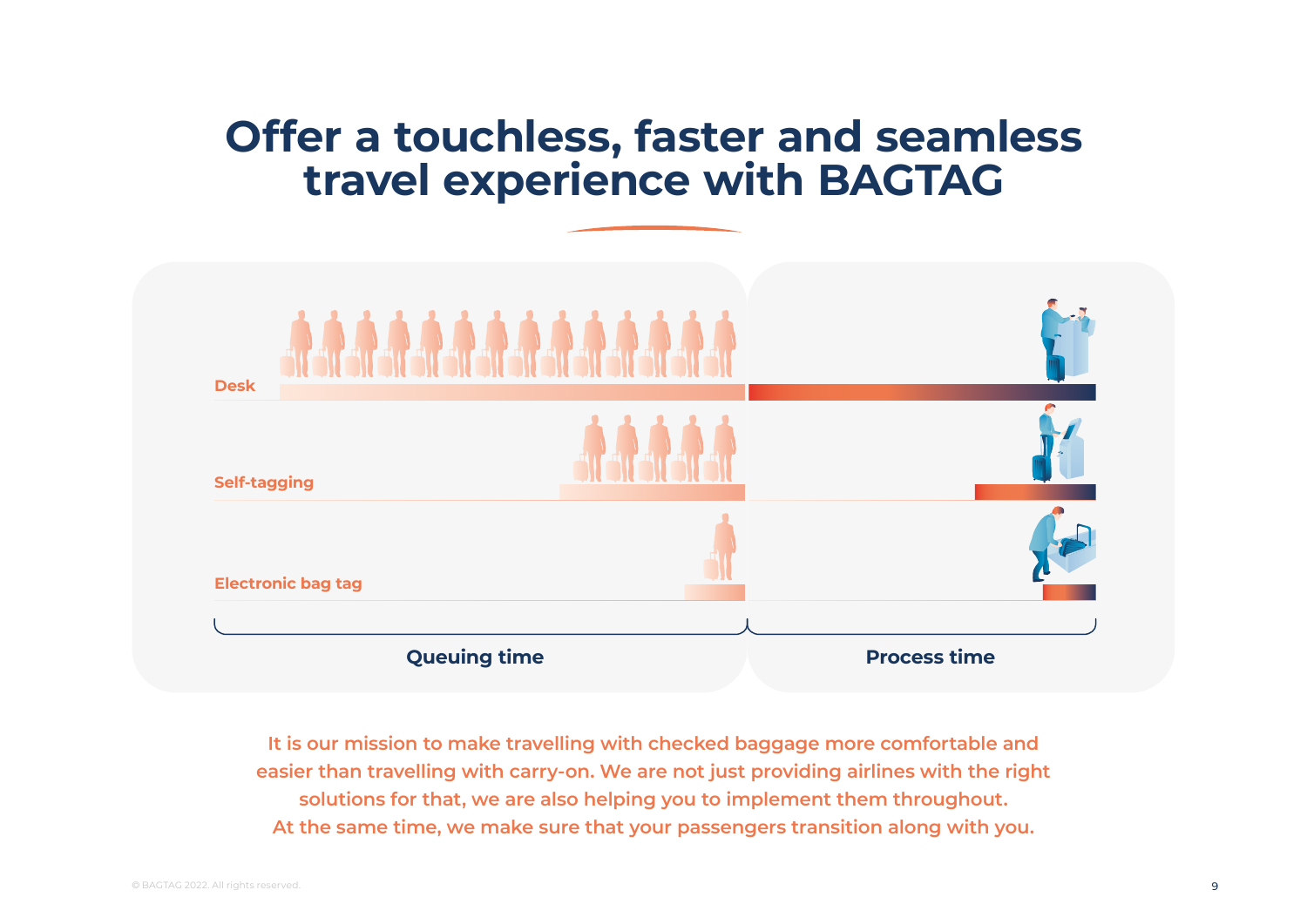# Offer a touchless, faster and seamless travel experience with BAGTAG

Desk

Self-tagging

Electronic bag tag

Queuing time

Process time

It is our mission to make travelling with checked baggage more comfortable and easier than travelling with carry-on. We are not just providing airlines with the right solutions for that, we are also helping you to implement them throughout. At the same time, we make sure that your passengers transition along with you.

© BAGTAG 2022. All rights reserved.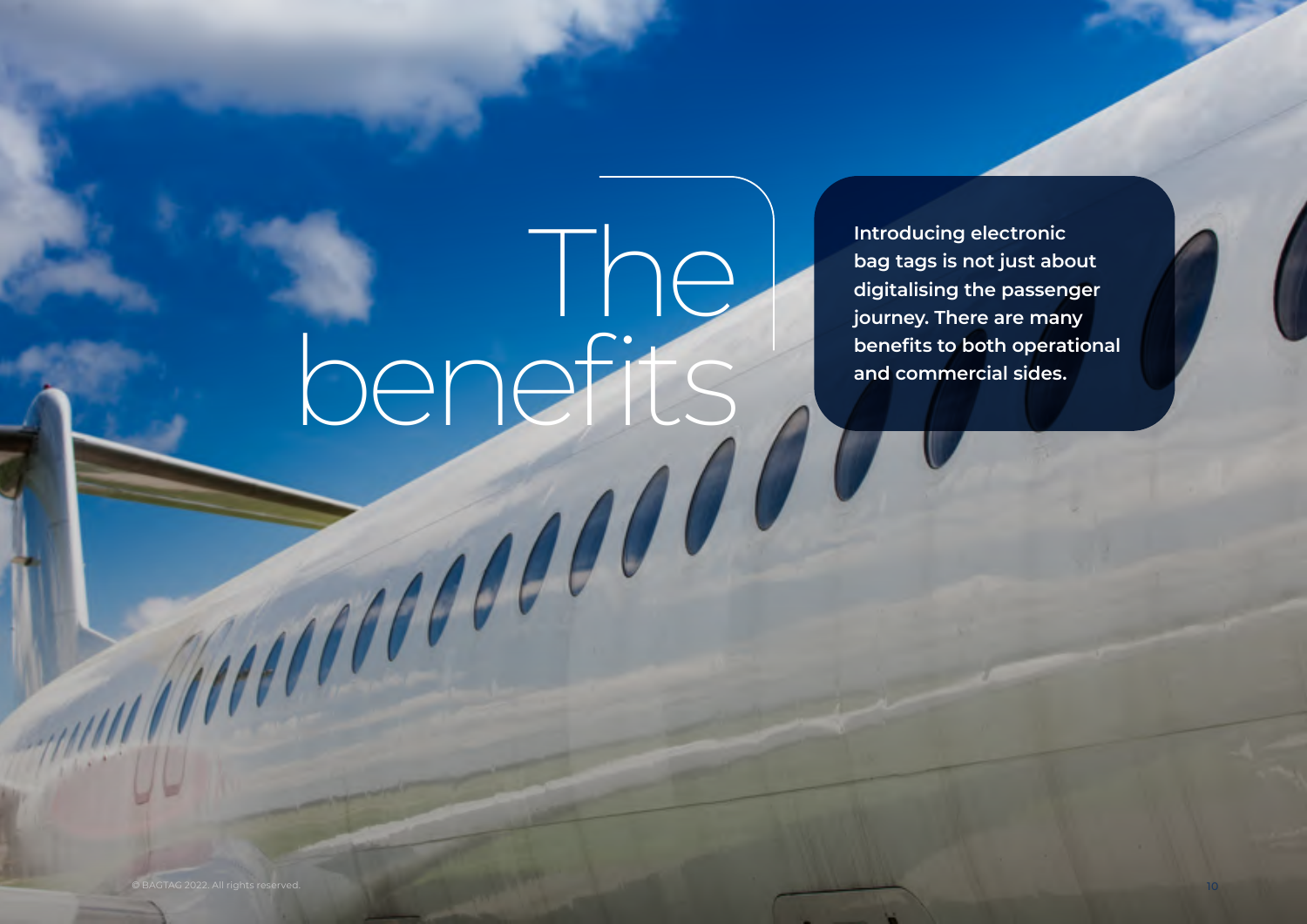# The benefits

**Introducing electronic bag tags is not just about digitalising the passenger journey. There are many benefits to both operational and commercial sides.**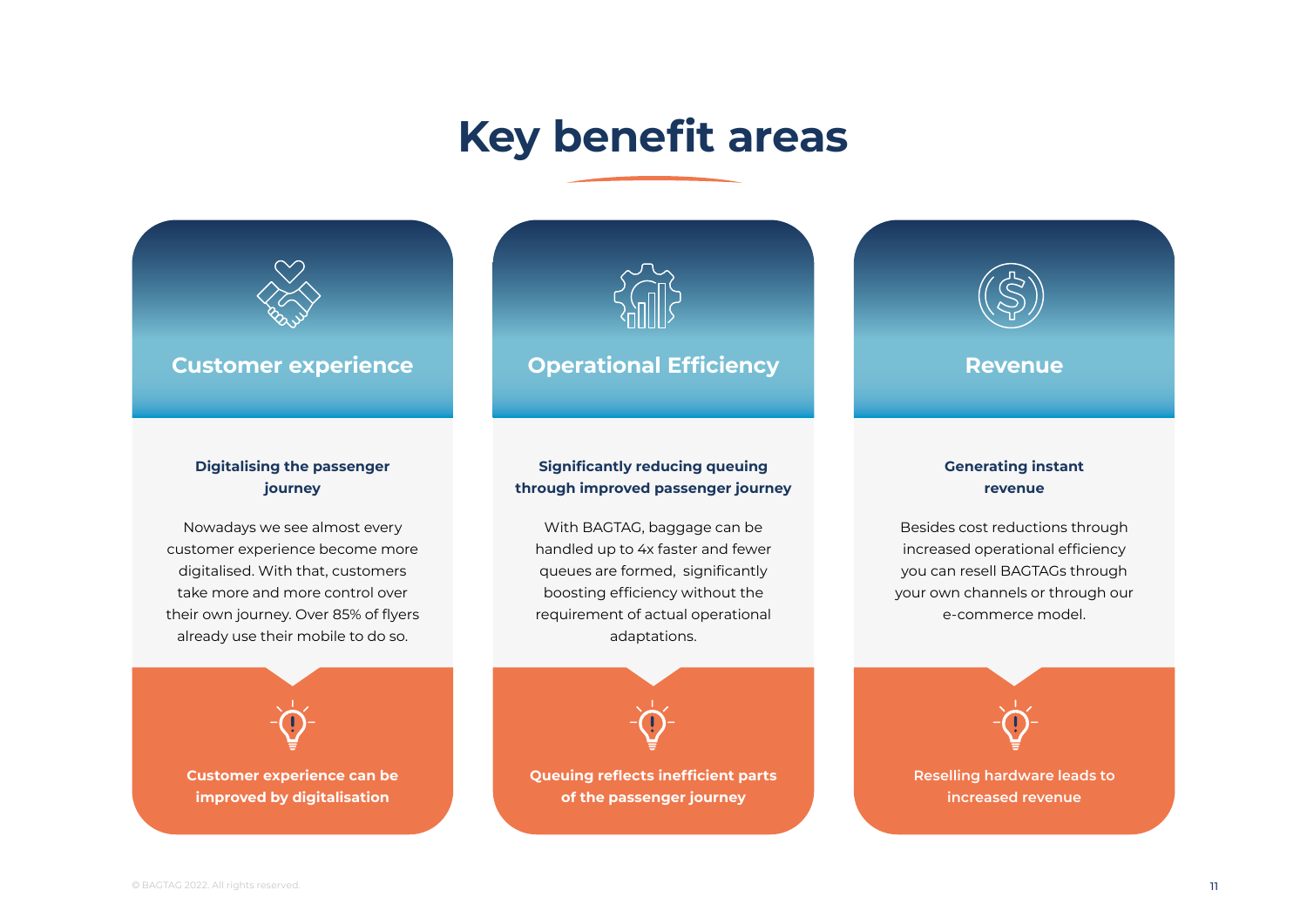# Key benefit areas

## Customer experience

**Digitalising the passenger journey**

Nowadays we see almost every customer experience become more digitalised. With that, customers take more and more control over their own journey. Over 85% of flyers already use their mobile to do so.

**Customer experience can be improved by digitalisation**

## Operational Efficiency

**Significantly reducing queuing through improved passenger journey**

With BAGTAG, baggage can be handled up to 4x faster and fewer queues are formed, significantly boosting efficiency without the requirement of actual operational adaptations.

**Queuing reflects inefficient parts of the passenger journey**

## Revenue

**Generating instant revenue**

Besides cost reductions through increased operational efficiency you can resell BAGTAGs through your own channels or through our e-commerce model.

**Reselling hardware leads to increased revenue**

© BAGTAG 2022. All rights reserved.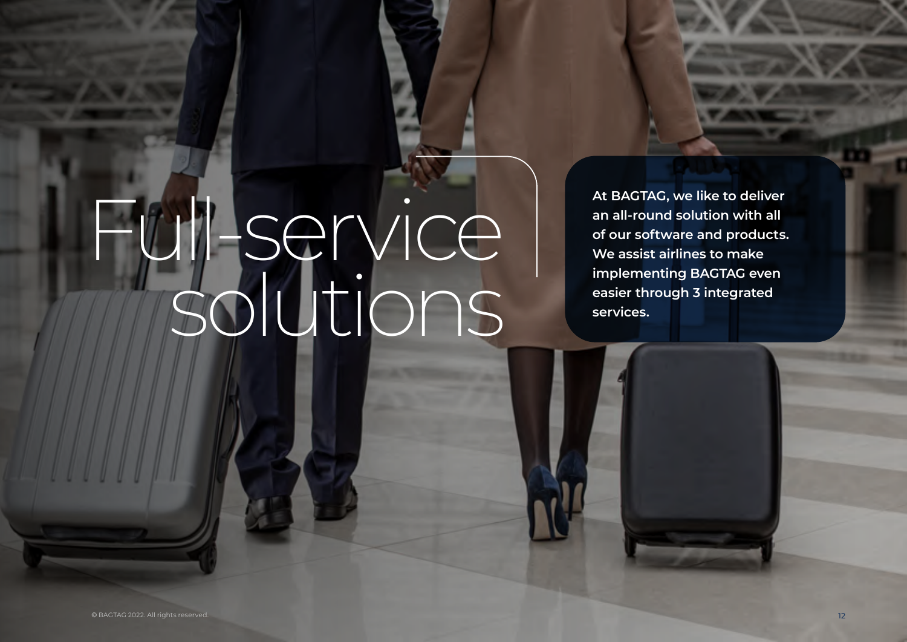# Full-service solutions

**At BAGTAG, we like to deliver an all-round solution with all of our software and products. We assist airlines to make implementing BAGTAG even easier through 3 integrated services.**

© BAGTAG 2022. All rights reserved.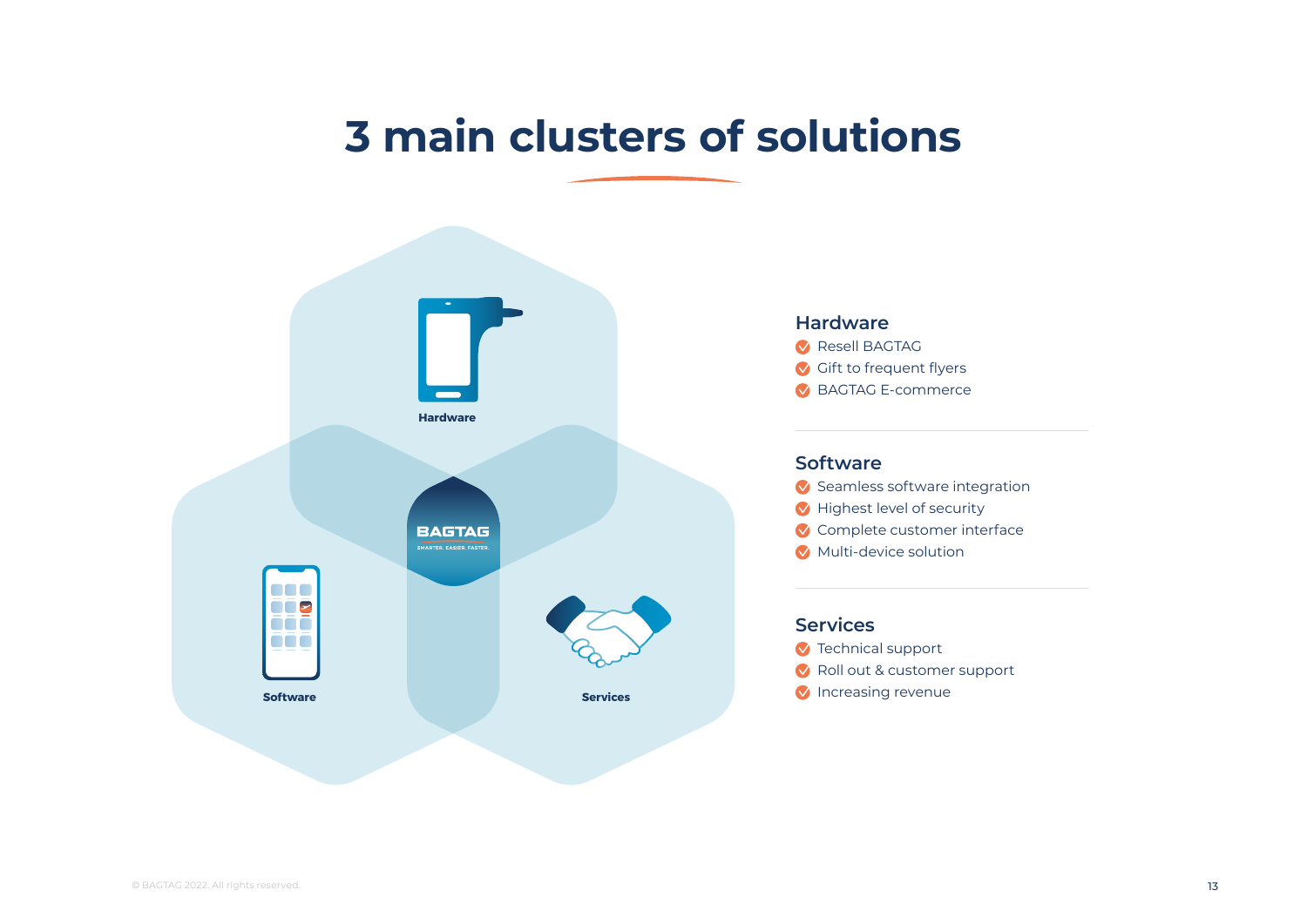# 3 main clusters of solutions

Hardware

BAGTAG
SMARTER. EASIER. FASTER.

Software

Services

## Hardware

- Resell BAGTAG
- Gift to frequent flyers
- BAGTAG E-commerce

## Software

- Seamless software integration
- Highest level of security
- Complete customer interface
- Multi-device solution

## Services

- Technical support
- Roll out & customer support
- Increasing revenue

© BAGTAG 2022. All rights reserved.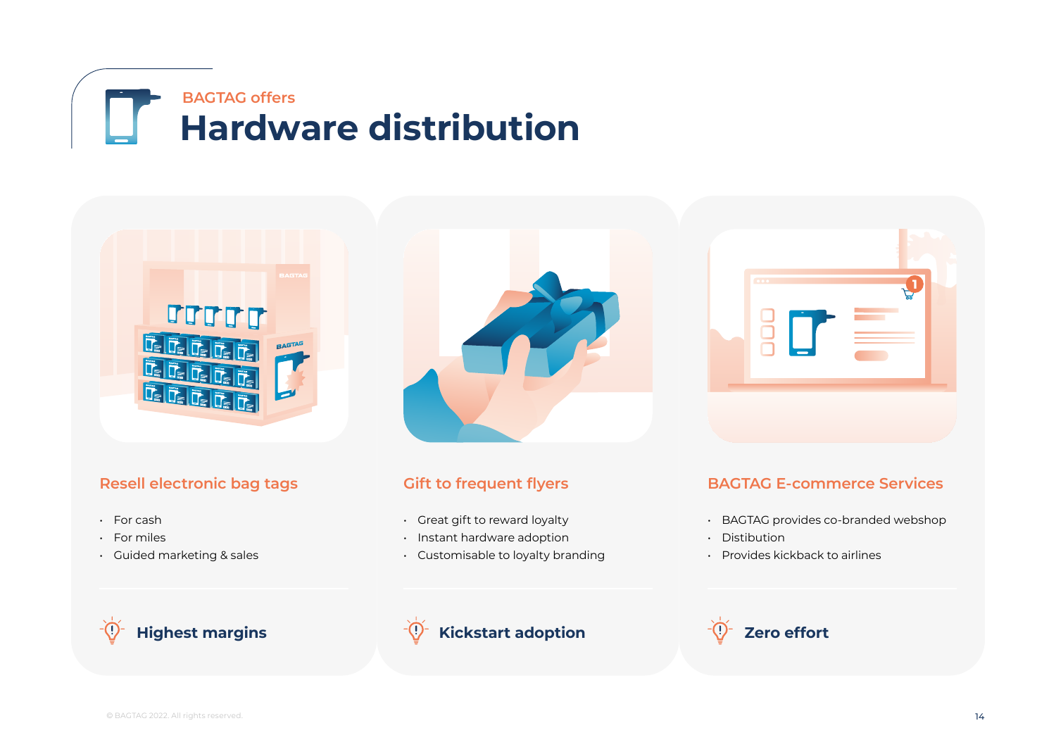BAGTAG offers

# Hardware distribution

### Resell electronic bag tags

- For cash
- For miles
- Guided marketing & sales

**Highest margins**

### Gift to frequent flyers

- Great gift to reward loyalty
- Instant hardware adoption
- Customisable to loyalty branding

**Kickstart adoption**

### BAGTAG E-commerce Services

- BAGTAG provides co-branded webshop
- Distibution
- Provides kickback to airlines

**Zero effort**

© BAGTAG 2022. All rights reserved.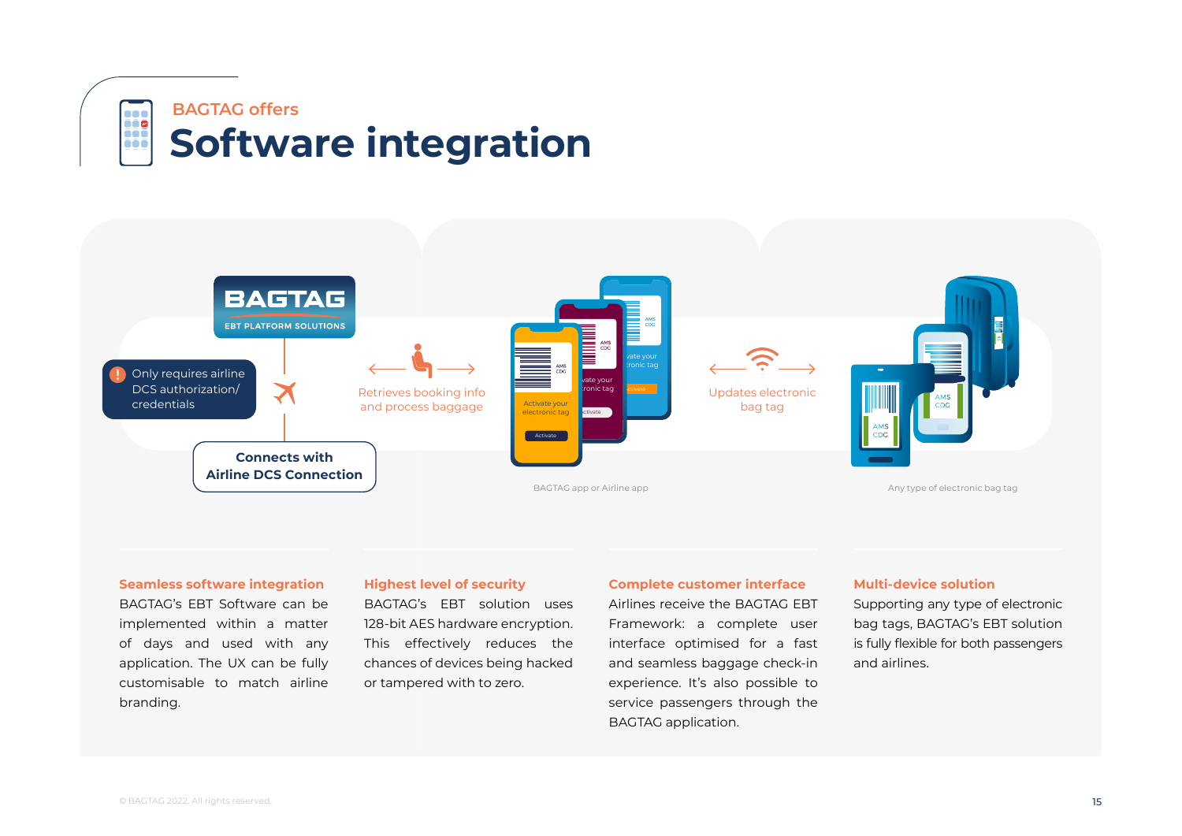BAGTAG offers

# Software integration

BAGTAG

EBT PLATFORM SOLUTIONS

Only requires airline DCS authorization/ credentials

Connects with Airline DCS Connection

Retrieves booking info and process baggage

BAGTAG app or Airline app

Updates electronic bag tag

Any type of electronic bag tag

### Seamless software integration

BAGTAG's EBT Software can be implemented within a matter of days and used with any application. The UX can be fully customisable to match airline branding.

### Highest level of security

BAGTAG's EBT solution uses 128-bit AES hardware encryption. This effectively reduces the chances of devices being hacked or tampered with to zero.

### Complete customer interface

Airlines receive the BAGTAG EBT Framework: a complete user interface optimised for a fast and seamless baggage check-in experience. It's also possible to service passengers through the BAGTAG application.

### Multi-device solution

Supporting any type of electronic bag tags, BAGTAG's EBT solution is fully flexible for both passengers and airlines.

© BAGTAG 2022. All rights reserved.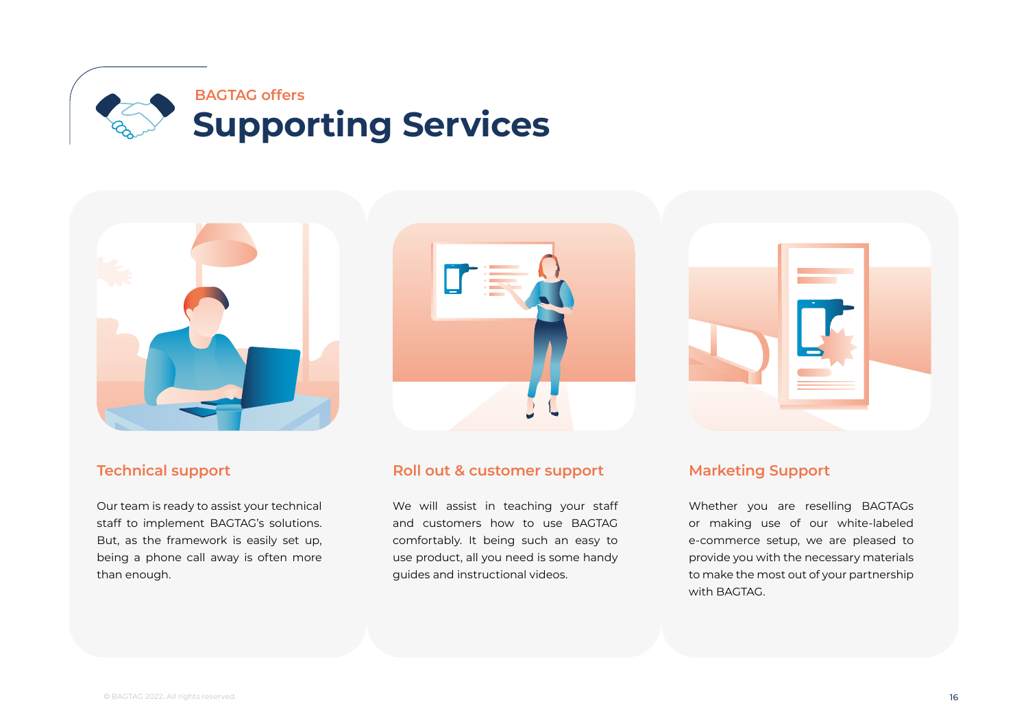BAGTAG offers

# Supporting Services

### Technical support

Our team is ready to assist your technical staff to implement BAGTAG's solutions. But, as the framework is easily set up, being a phone call away is often more than enough.

### Roll out & customer support

We will assist in teaching your staff and customers how to use BAGTAG comfortably. It being such an easy to use product, all you need is some handy guides and instructional videos.

### Marketing Support

Whether you are reselling BAGTAGs or making use of our white-labeled e-commerce setup, we are pleased to provide you with the necessary materials to make the most out of your partnership with BAGTAG.

© BAGTAG 2022. All rights reserved.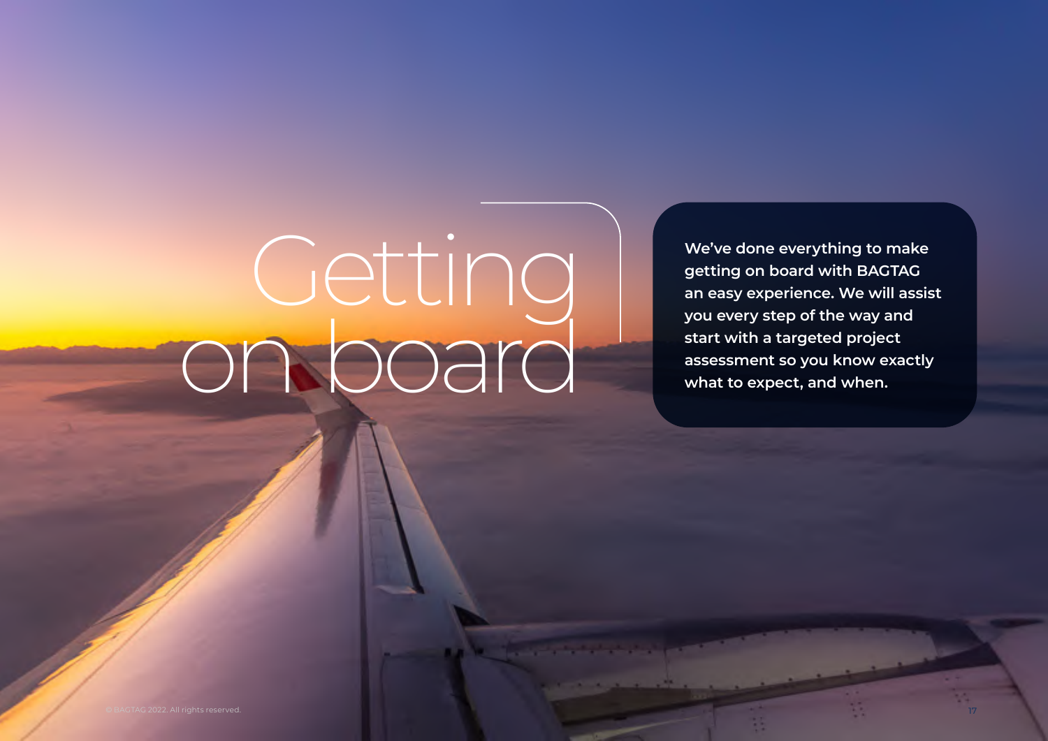# Getting on board

**We've done everything to make getting on board with BAGTAG an easy experience. We will assist you every step of the way and start with a targeted project assessment so you know exactly what to expect, and when.**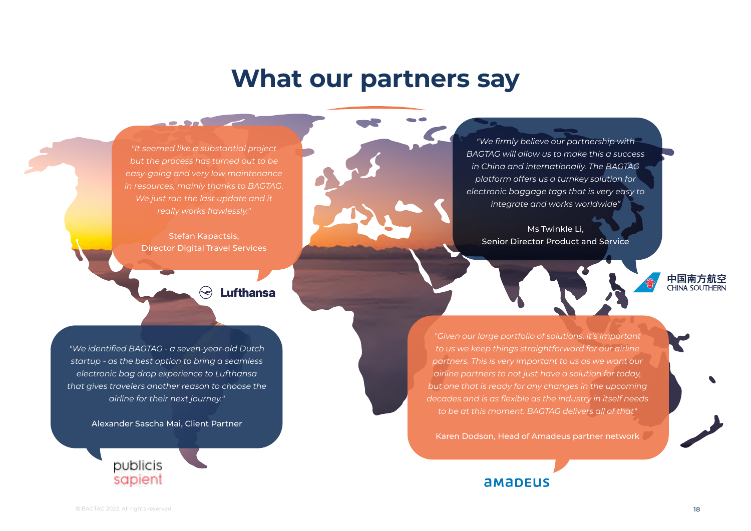# What our partners say

*"It seemed like a substantial project but the process has turned out to be easy-going and very low maintenance in resources, mainly thanks to BAGTAG. We just ran the last update and it really works flawlessly."*

Stefan Kapactsis,
Director Digital Travel Services

Lufthansa

*"We firmly believe our partnership with BAGTAG will allow us to make this a success in China and internationally. The BAGTAG platform offers us a turnkey solution for electronic baggage tags that is very easy to integrate and works worldwide"*

Ms Twinkle Li,
Senior Director Product and Service

中国南方航空
CHINA SOUTHERN

*"We identified BAGTAG - a seven-year-old Dutch startup - as the best option to bring a seamless electronic bag drop experience to Lufthansa that gives travelers another reason to choose the airline for their next journey."*

Alexander Sascha Mai, Client Partner

publicis sapient

*"Given our large portfolio of solutions, it's important to us we keep things straightforward for our airline partners. This is very important to us as we want our airline partners to not just have a solution for today, but one that is ready for any changes in the upcoming decades and is as flexible as the industry in itself needs to be at this moment. BAGTAG delivers all of that"*

Karen Dodson, Head of Amadeus partner network

amadeus

© BAGTAG 2022. All rights reserved.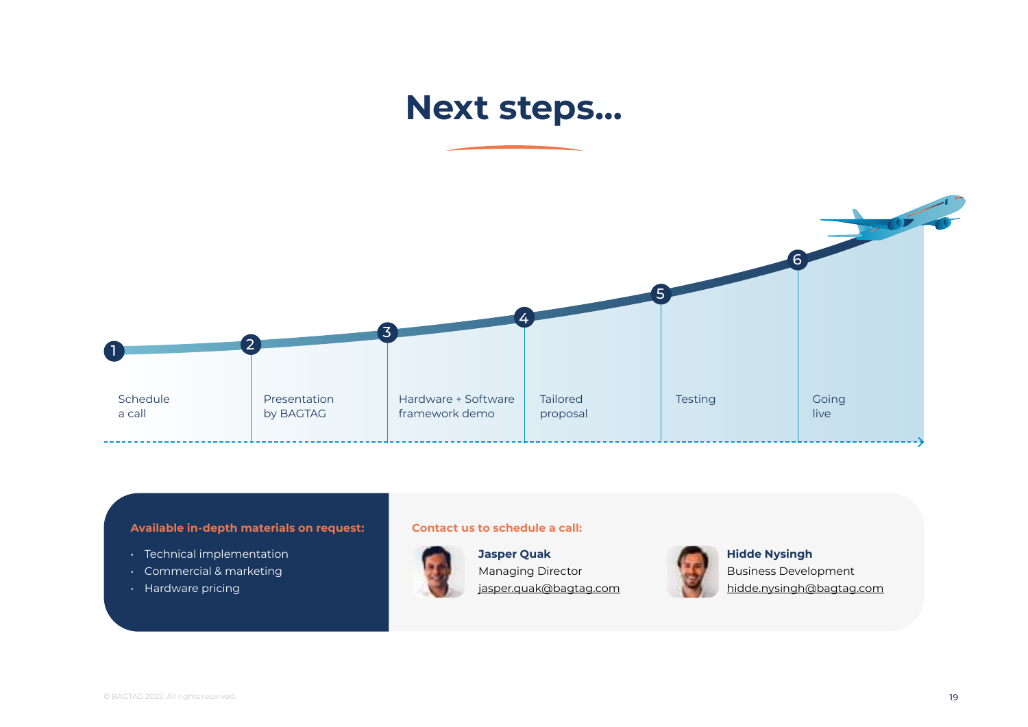# Next steps...

1. Schedule a call
2. Presentation by BAGTAG
3. Hardware + Software framework demo
4. Tailored proposal
5. Testing
6. Going live

**Available in-depth materials on request:**

- Technical implementation
- Commercial & marketing
- Hardware pricing

**Contact us to schedule a call:**

**Jasper Quak**
Managing Director
jasper.quak@bagtag.com

**Hidde Nysingh**
Business Development
hidde.nysingh@bagtag.com

© BAGTAG 2022. All rights reserved.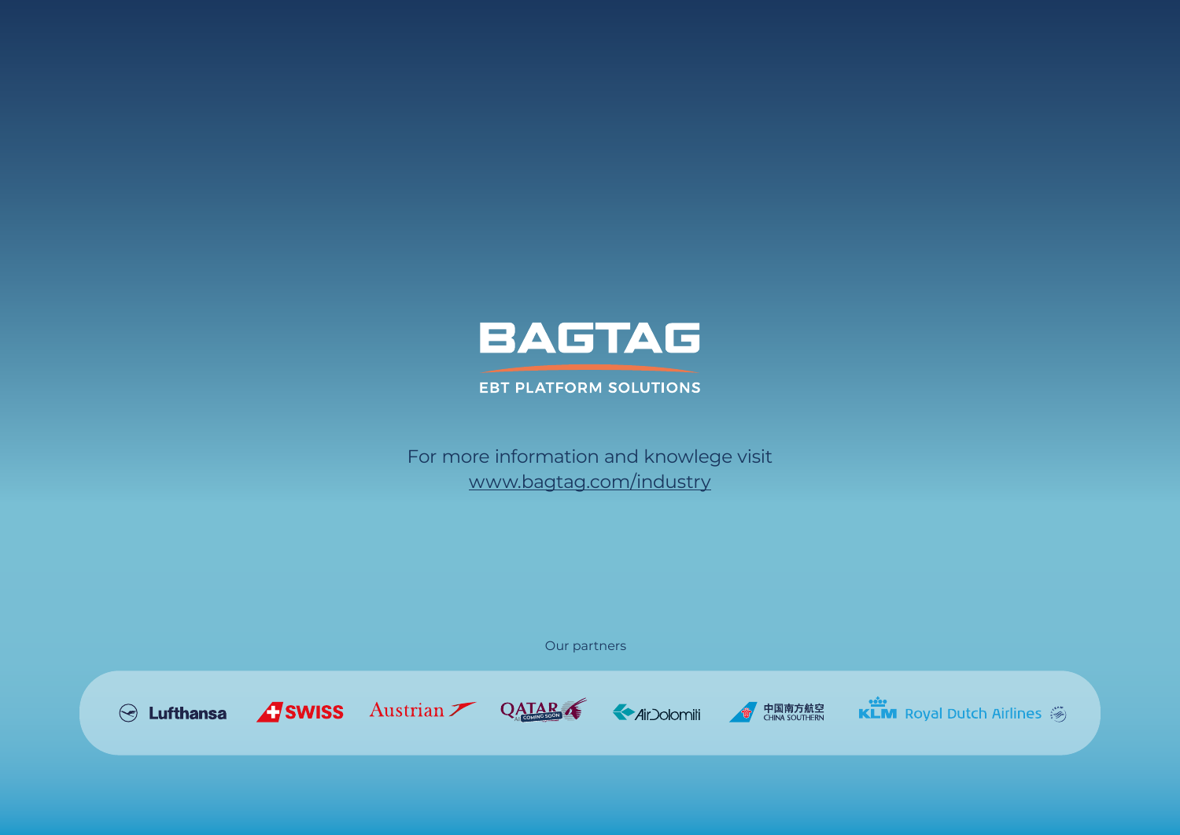BAGTAG

EBT PLATFORM SOLUTIONS

For more information and knowlege visit
www.bagtag.com/industry

Our partners

Lufthansa | SWISS | Austrian | QATAR (COMING SOON) | AirDolomiti | 中国南方航空 CHINA SOUTHERN | KLM Royal Dutch Airlines